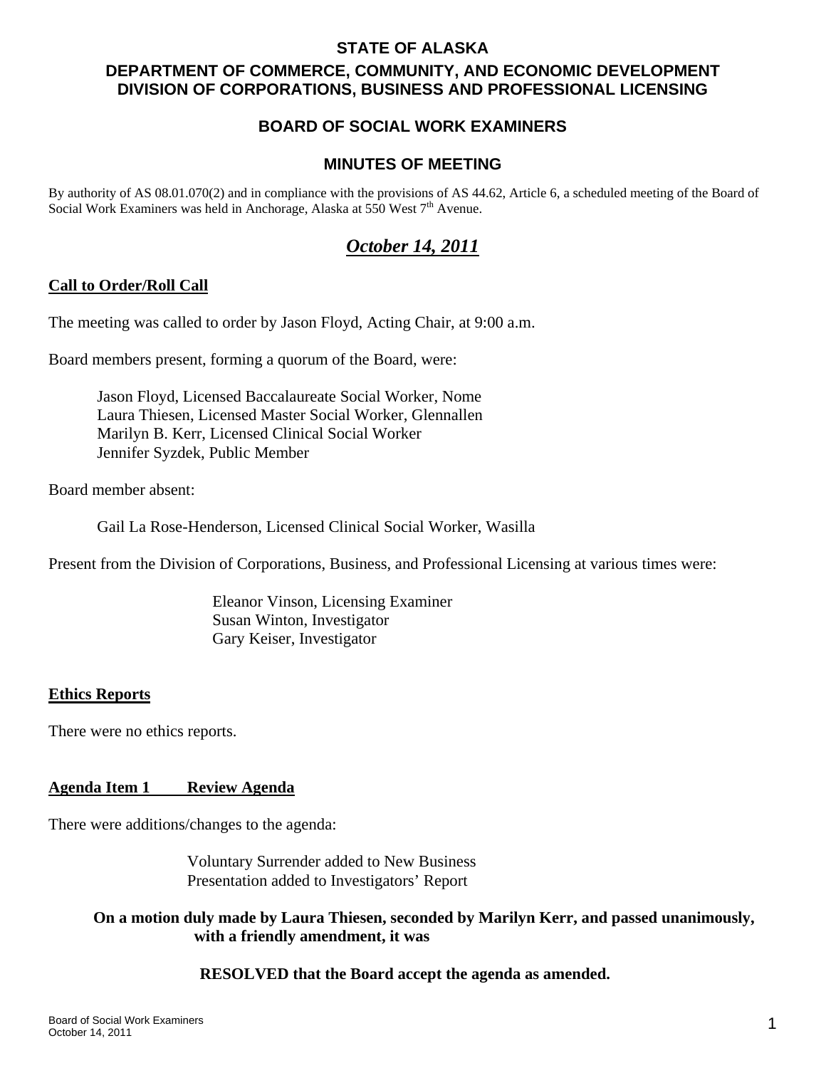# STATE OF ALASKA

## DEPARTMENT OF COMMERCE, COMMUNITY, AND ECONOMIC DEVELOPMENT
## DIVISION OF CORPORATIONS, BUSINESS AND PROFESSIONAL LICENSING

## BOARD OF SOCIAL WORK EXAMINERS

## MINUTES OF MEETING

By authority of AS 08.01.070(2) and in compliance with the provisions of AS 44.62, Article 6, a scheduled meeting of the Board of Social Work Examiners was held in Anchorage, Alaska at 550 West 7th Avenue.

***October 14, 2011***

**Call to Order/Roll Call**

The meeting was called to order by Jason Floyd, Acting Chair, at 9:00 a.m.

Board members present, forming a quorum of the Board, were:

Jason Floyd, Licensed Baccalaureate Social Worker, Nome
Laura Thiesen, Licensed Master Social Worker, Glennallen
Marilyn B. Kerr, Licensed Clinical Social Worker
Jennifer Syzdek, Public Member

Board member absent:

Gail La Rose-Henderson, Licensed Clinical Social Worker, Wasilla

Present from the Division of Corporations, Business, and Professional Licensing at various times were:

Eleanor Vinson, Licensing Examiner
Susan Winton, Investigator
Gary Keiser, Investigator

**Ethics Reports**

There were no ethics reports.

**Agenda Item 1 Review Agenda**

There were additions/changes to the agenda:

Voluntary Surrender added to New Business
Presentation added to Investigators' Report

**On a motion duly made by Laura Thiesen, seconded by Marilyn Kerr, and passed unanimously, with a friendly amendment, it was**

**RESOLVED that the Board accept the agenda as amended.**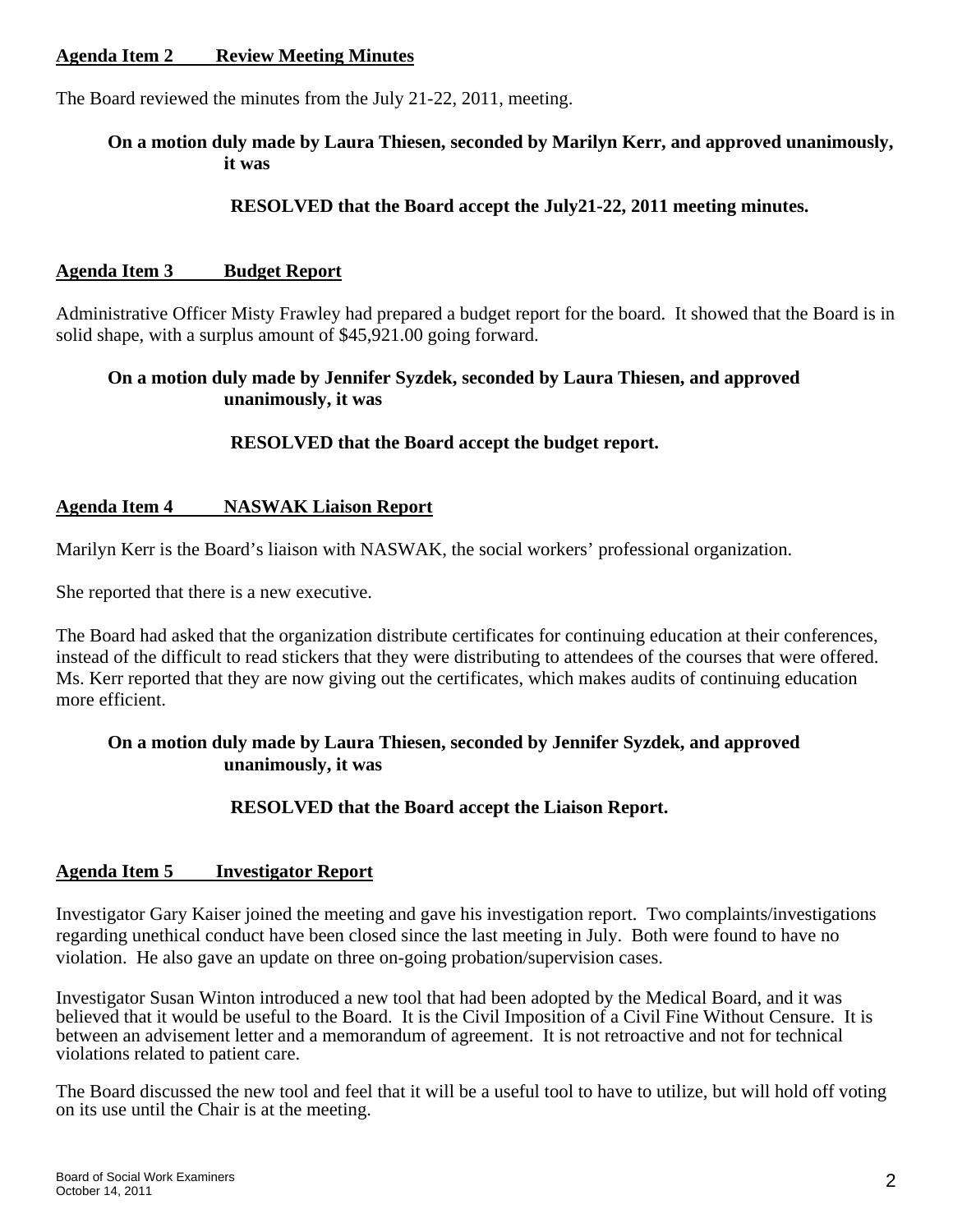**Agenda Item 2 Review Meeting Minutes**

The Board reviewed the minutes from the July 21-22, 2011, meeting.

**On a motion duly made by Laura Thiesen, seconded by Marilyn Kerr, and approved unanimously, it was**

**RESOLVED that the Board accept the July21-22, 2011 meeting minutes.**

**Agenda Item 3 Budget Report**

Administrative Officer Misty Frawley had prepared a budget report for the board. It showed that the Board is in solid shape, with a surplus amount of $45,921.00 going forward.

**On a motion duly made by Jennifer Syzdek, seconded by Laura Thiesen, and approved unanimously, it was**

**RESOLVED that the Board accept the budget report.**

**Agenda Item 4 NASWAK Liaison Report**

Marilyn Kerr is the Board's liaison with NASWAK, the social workers' professional organization.

She reported that there is a new executive.

The Board had asked that the organization distribute certificates for continuing education at their conferences, instead of the difficult to read stickers that they were distributing to attendees of the courses that were offered. Ms. Kerr reported that they are now giving out the certificates, which makes audits of continuing education more efficient.

**On a motion duly made by Laura Thiesen, seconded by Jennifer Syzdek, and approved unanimously, it was**

**RESOLVED that the Board accept the Liaison Report.**

**Agenda Item 5 Investigator Report**

Investigator Gary Kaiser joined the meeting and gave his investigation report. Two complaints/investigations regarding unethical conduct have been closed since the last meeting in July. Both were found to have no violation. He also gave an update on three on-going probation/supervision cases.

Investigator Susan Winton introduced a new tool that had been adopted by the Medical Board, and it was believed that it would be useful to the Board. It is the Civil Imposition of a Civil Fine Without Censure. It is between an advisement letter and a memorandum of agreement. It is not retroactive and not for technical violations related to patient care.

The Board discussed the new tool and feel that it will be a useful tool to have to utilize, but will hold off voting on its use until the Chair is at the meeting.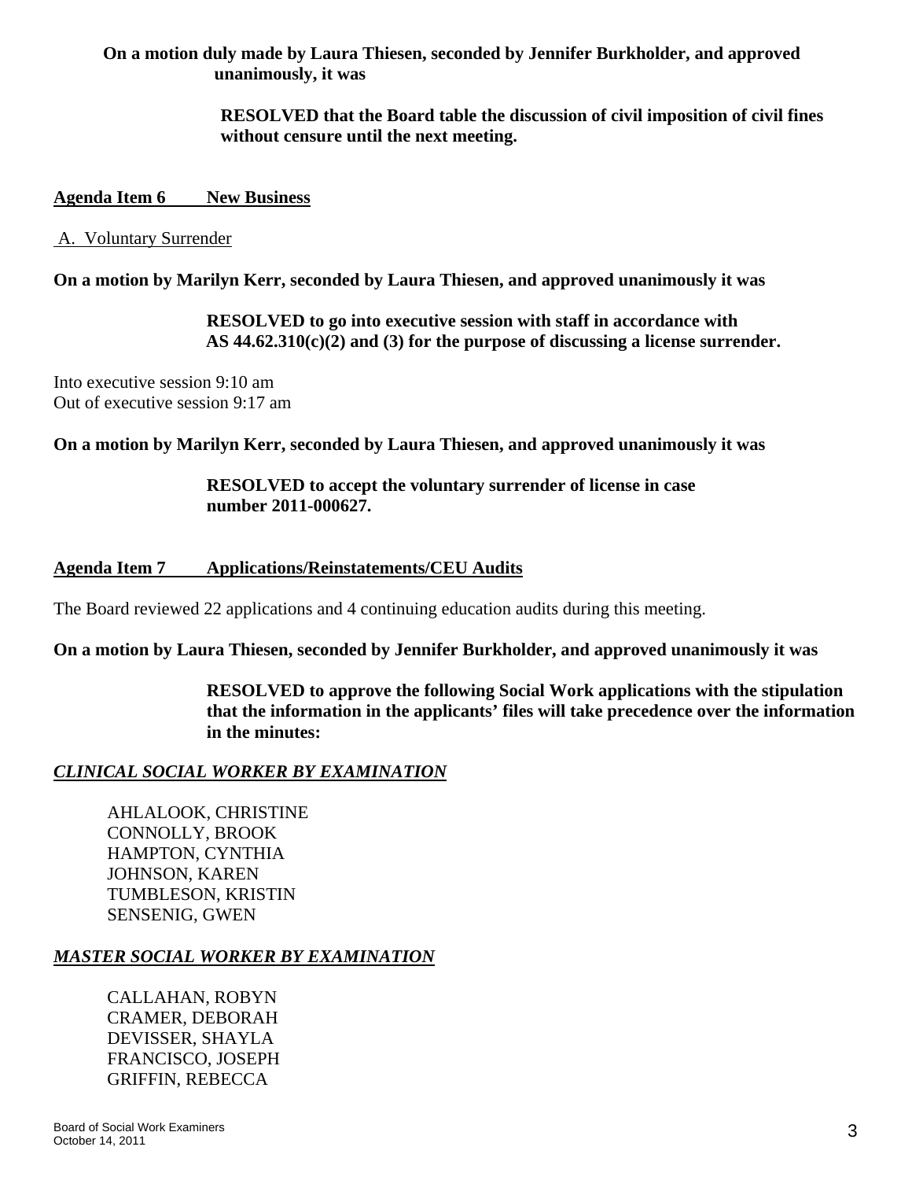**On a motion duly made by Laura Thiesen, seconded by Jennifer Burkholder, and approved unanimously, it was**

> **RESOLVED that the Board table the discussion of civil imposition of civil fines without censure until the next meeting.**

## Agenda Item 6 New Business

A. Voluntary Surrender

**On a motion by Marilyn Kerr, seconded by Laura Thiesen, and approved unanimously it was**

> **RESOLVED to go into executive session with staff in accordance with AS 44.62.310(c)(2) and (3) for the purpose of discussing a license surrender.**

Into executive session 9:10 am
Out of executive session 9:17 am

**On a motion by Marilyn Kerr, seconded by Laura Thiesen, and approved unanimously it was**

> **RESOLVED to accept the voluntary surrender of license in case number 2011-000627.**

## Agenda Item 7 Applications/Reinstatements/CEU Audits

The Board reviewed 22 applications and 4 continuing education audits during this meeting.

**On a motion by Laura Thiesen, seconded by Jennifer Burkholder, and approved unanimously it was**

> **RESOLVED to approve the following Social Work applications with the stipulation that the information in the applicants' files will take precedence over the information in the minutes:**

### *CLINICAL SOCIAL WORKER BY EXAMINATION*

AHLALOOK, CHRISTINE
CONNOLLY, BROOK
HAMPTON, CYNTHIA
JOHNSON, KAREN
TUMBLESON, KRISTIN
SENSENIG, GWEN

### *MASTER SOCIAL WORKER BY EXAMINATION*

CALLAHAN, ROBYN
CRAMER, DEBORAH
DEVISSER, SHAYLA
FRANCISCO, JOSEPH
GRIFFIN, REBECCA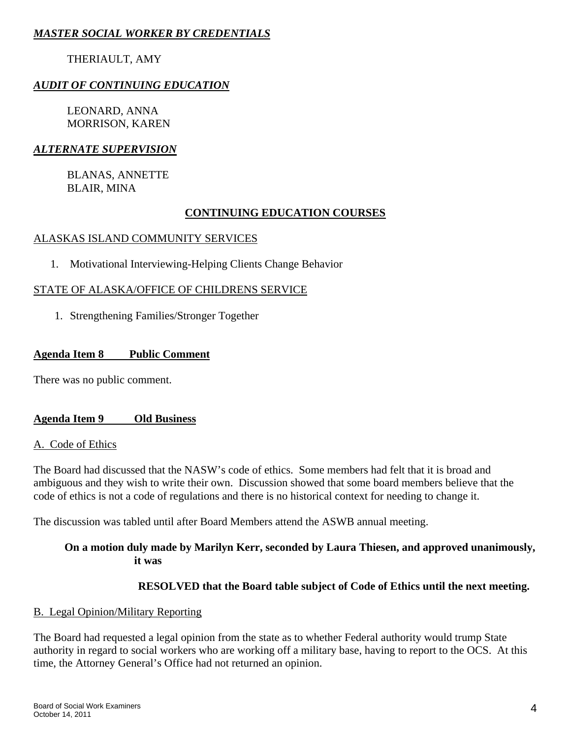***MASTER SOCIAL WORKER BY CREDENTIALS***

THERIAULT, AMY

***AUDIT OF CONTINUING EDUCATION***

LEONARD, ANNA
MORRISON, KAREN

***ALTERNATE SUPERVISION***

BLANAS, ANNETTE
BLAIR, MINA

## CONTINUING EDUCATION COURSES

ALASKAS ISLAND COMMUNITY SERVICES

1. Motivational Interviewing-Helping Clients Change Behavior

STATE OF ALASKA/OFFICE OF CHILDRENS SERVICE

1. Strengthening Families/Stronger Together

**Agenda Item 8 Public Comment**

There was no public comment.

**Agenda Item 9 Old Business**

A. Code of Ethics

The Board had discussed that the NASW's code of ethics. Some members had felt that it is broad and ambiguous and they wish to write their own. Discussion showed that some board members believe that the code of ethics is not a code of regulations and there is no historical context for needing to change it.

The discussion was tabled until after Board Members attend the ASWB annual meeting.

**On a motion duly made by Marilyn Kerr, seconded by Laura Thiesen, and approved unanimously, it was**

**RESOLVED that the Board table subject of Code of Ethics until the next meeting.**

B. Legal Opinion/Military Reporting

The Board had requested a legal opinion from the state as to whether Federal authority would trump State authority in regard to social workers who are working off a military base, having to report to the OCS. At this time, the Attorney General's Office had not returned an opinion.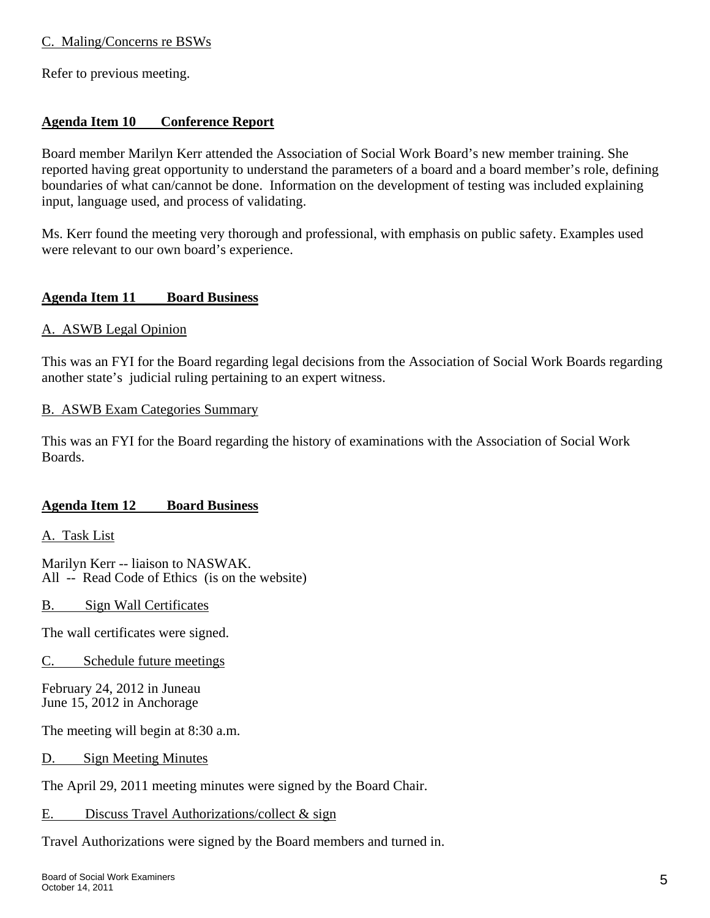C. Maling/Concerns re BSWs

Refer to previous meeting.

## Agenda Item 10 Conference Report

Board member Marilyn Kerr attended the Association of Social Work Board's new member training. She reported having great opportunity to understand the parameters of a board and a board member's role, defining boundaries of what can/cannot be done. Information on the development of testing was included explaining input, language used, and process of validating.

Ms. Kerr found the meeting very thorough and professional, with emphasis on public safety. Examples used were relevant to our own board's experience.

## Agenda Item 11 Board Business

A. ASWB Legal Opinion

This was an FYI for the Board regarding legal decisions from the Association of Social Work Boards regarding another state's judicial ruling pertaining to an expert witness.

B. ASWB Exam Categories Summary

This was an FYI for the Board regarding the history of examinations with the Association of Social Work Boards.

## Agenda Item 12 Board Business

A. Task List

Marilyn Kerr -- liaison to NASWAK.
All -- Read Code of Ethics (is on the website)

B. Sign Wall Certificates

The wall certificates were signed.

C. Schedule future meetings

February 24, 2012 in Juneau
June 15, 2012 in Anchorage

The meeting will begin at 8:30 a.m.

D. Sign Meeting Minutes

The April 29, 2011 meeting minutes were signed by the Board Chair.

E. Discuss Travel Authorizations/collect & sign

Travel Authorizations were signed by the Board members and turned in.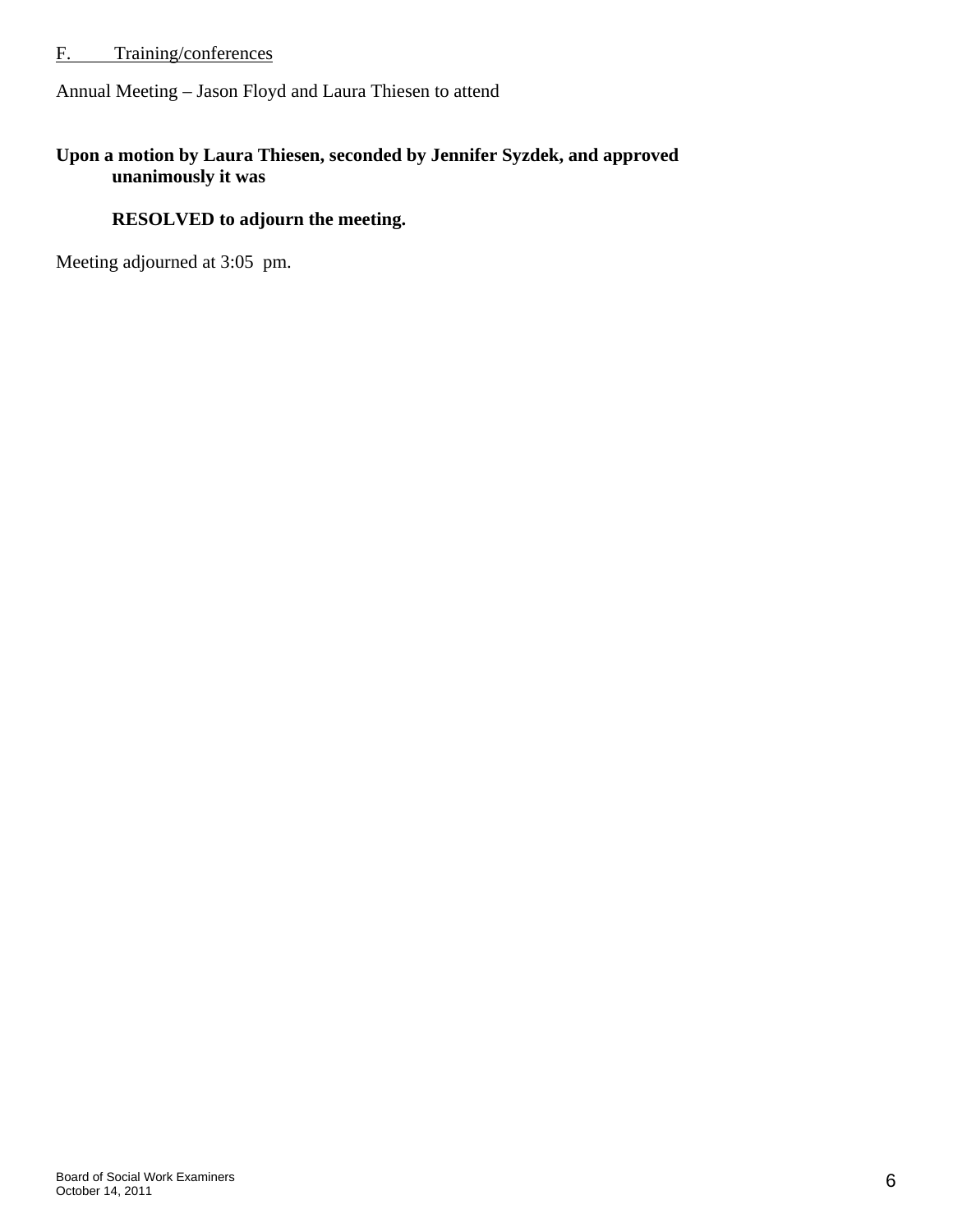F. Training/conferences

Annual Meeting – Jason Floyd and Laura Thiesen to attend

**Upon a motion by Laura Thiesen, seconded by Jennifer Syzdek, and approved unanimously it was**

**RESOLVED to adjourn the meeting.**

Meeting adjourned at 3:05 pm.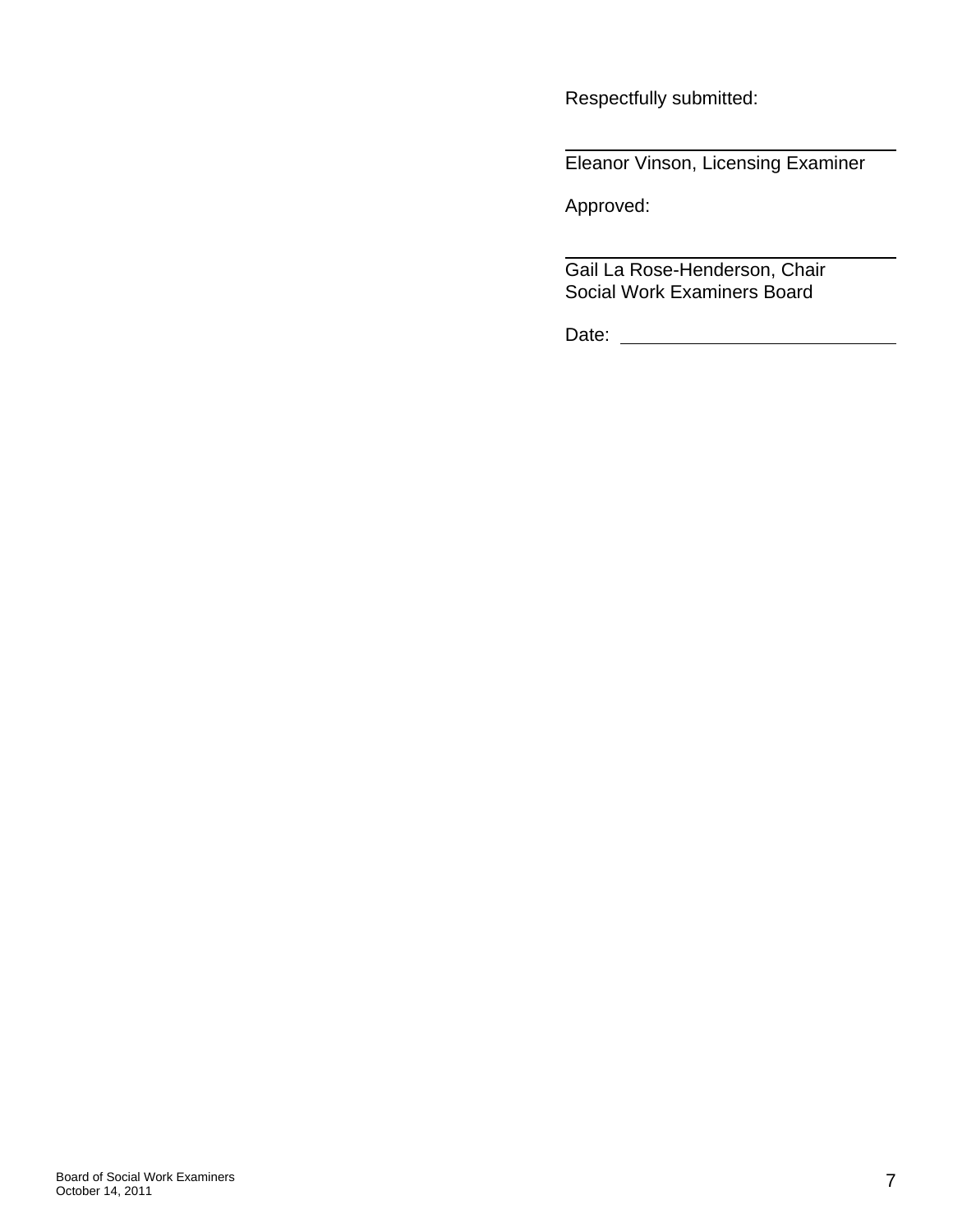Respectfully submitted:

\_\_\_\_\_\_\_\_\_\_\_\_\_\_\_\_\_\_\_\_\_\_\_\_\_\_\_\_\_\_

Eleanor Vinson, Licensing Examiner

Approved:

\_\_\_\_\_\_\_\_\_\_\_\_\_\_\_\_\_\_\_\_\_\_\_\_\_\_\_\_\_\_

Gail La Rose-Henderson, Chair  
Social Work Examiners Board

Date: \_\_\_\_\_\_\_\_\_\_\_\_\_\_\_\_\_\_\_\_\_\_\_\_\_\_